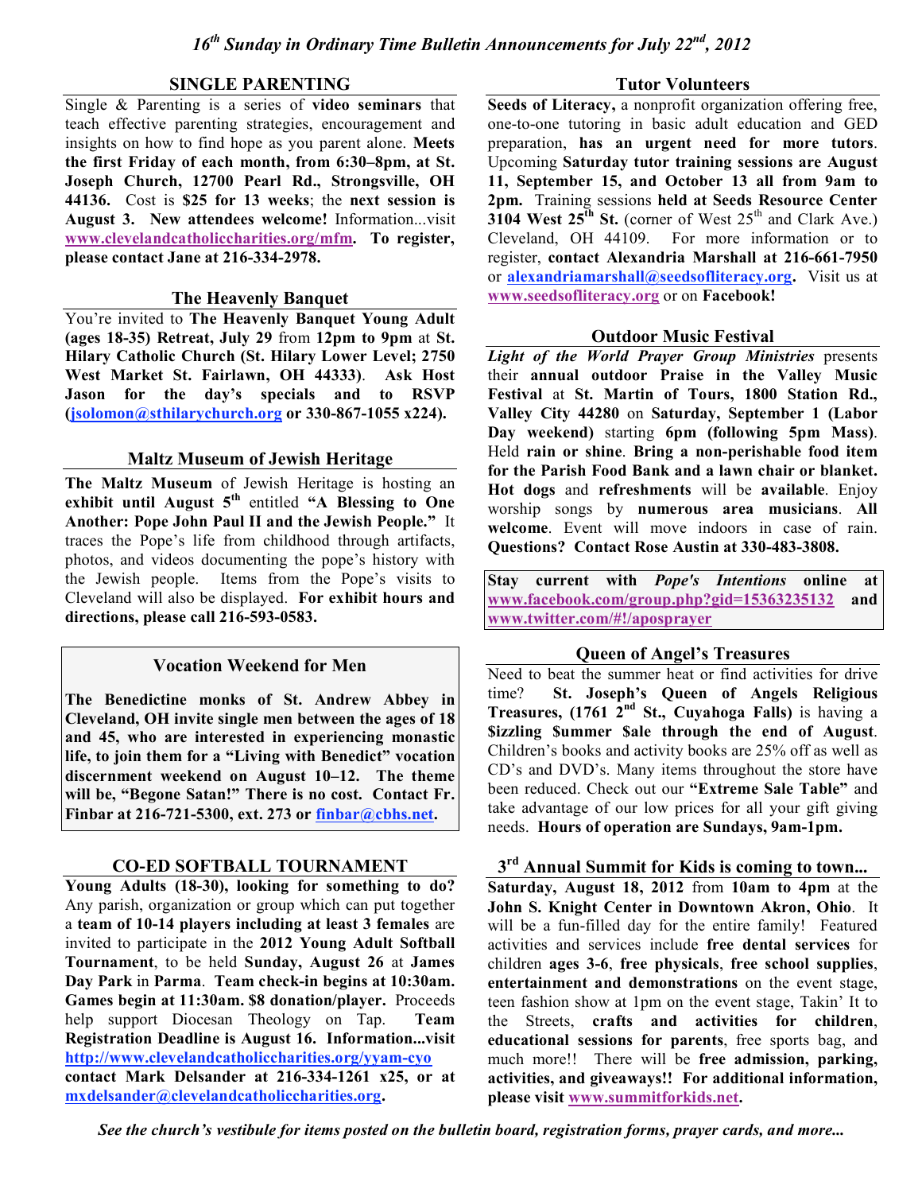# *16th Sunday in Ordinary Time Bulletin Announcements for July 22nd, 2012*

## SINGLE PARENTING

Single & Parenting is a series of **video seminars** that teach effective parenting strategies, encouragement and insights on how to find hope as you parent alone. **Meets the first Friday of each month, from 6:30–8pm, at St. Joseph Church, 12700 Pearl Rd., Strongsville, OH 44136.** Cost is **$25 for 13 weeks**; the **next session is August 3. New attendees welcome!** Information...visit **www.clevelandcatholiccharities.org/mfm. To register, please contact Jane at 216-334-2978.**

## The Heavenly Banquet

You're invited to **The Heavenly Banquet Young Adult (ages 18-35) Retreat, July 29** from **12pm to 9pm** at **St. Hilary Catholic Church (St. Hilary Lower Level; 2750 West Market St. Fairlawn, OH 44333)**. **Ask Host Jason for the day's specials and to RSVP (jsolomon@sthilarychurch.org or 330-867-1055 x224).**

## Maltz Museum of Jewish Heritage

**The Maltz Museum** of Jewish Heritage is hosting an **exhibit until August 5th** entitled **"A Blessing to One Another: Pope John Paul II and the Jewish People."** It traces the Pope's life from childhood through artifacts, photos, and videos documenting the pope's history with the Jewish people. Items from the Pope's visits to Cleveland will also be displayed. **For exhibit hours and directions, please call 216-593-0583.**

## Vocation Weekend for Men

**The Benedictine monks of St. Andrew Abbey in Cleveland, OH invite single men between the ages of 18 and 45, who are interested in experiencing monastic life, to join them for a "Living with Benedict" vocation discernment weekend on August 10–12. The theme will be, "Begone Satan!" There is no cost. Contact Fr. Finbar at 216-721-5300, ext. 273 or finbar@cbhs.net.**

## CO-ED SOFTBALL TOURNAMENT

**Young Adults (18-30), looking for something to do?** Any parish, organization or group which can put together a **team of 10-14 players including at least 3 females** are invited to participate in the **2012 Young Adult Softball Tournament**, to be held **Sunday, August 26** at **James Day Park** in **Parma**. **Team check-in begins at 10:30am. Games begin at 11:30am. $8 donation/player.** Proceeds help support Diocesan Theology on Tap. **Team Registration Deadline is August 16. Information...visit http://www.clevelandcatholiccharities.org/yyam-cyo contact Mark Delsander at 216-334-1261 x25, or at mxdelsander@clevelandcatholiccharities.org.**

## Tutor Volunteers

**Seeds of Literacy,** a nonprofit organization offering free, one-to-one tutoring in basic adult education and GED preparation, **has an urgent need for more tutors**. Upcoming **Saturday tutor training sessions are August 11, September 15, and October 13 all from 9am to 2pm.** Training sessions **held at Seeds Resource Center 3104 West 25th St.** (corner of West 25th and Clark Ave.) Cleveland, OH 44109. For more information or to register, **contact Alexandria Marshall at 216-661-7950** or **alexandriamarshall@seedsofliteracy.org.** Visit us at **www.seedsofliteracy.org** or on **Facebook!**

## Outdoor Music Festival

***Light of the World Prayer Group Ministries*** presents their **annual outdoor Praise in the Valley Music Festival** at **St. Martin of Tours, 1800 Station Rd., Valley City 44280** on **Saturday, September 1 (Labor Day weekend)** starting **6pm (following 5pm Mass)**. Held **rain or shine**. **Bring a non-perishable food item for the Parish Food Bank and a lawn chair or blanket. Hot dogs** and **refreshments** will be **available**. Enjoy worship songs by **numerous area musicians**. **All welcome**. Event will move indoors in case of rain. **Questions? Contact Rose Austin at 330-483-3808.**

**Stay current with *Pope's Intentions* online at www.facebook.com/group.php?gid=15363235132 and www.twitter.com/#!/aposprayer**

## Queen of Angel's Treasures

Need to beat the summer heat or find activities for drive time? **St. Joseph's Queen of Angels Religious Treasures, (1761 2nd St., Cuyahoga Falls)** is having a **$izzling $ummer $ale through the end of August**. Children's books and activity books are 25% off as well as CD's and DVD's. Many items throughout the store have been reduced. Check out our **"Extreme Sale Table"** and take advantage of our low prices for all your gift giving needs. **Hours of operation are Sundays, 9am-1pm.**

## 3rd Annual Summit for Kids is coming to town...

**Saturday, August 18, 2012** from **10am to 4pm** at the **John S. Knight Center in Downtown Akron, Ohio**. It will be a fun-filled day for the entire family! Featured activities and services include **free dental services** for children **ages 3-6**, **free physicals**, **free school supplies**, **entertainment and demonstrations** on the event stage, teen fashion show at 1pm on the event stage, Takin' It to the Streets, **crafts and activities for children**, **educational sessions for parents**, free sports bag, and much more!! There will be **free admission, parking, activities, and giveaways!! For additional information, please visit www.summitforkids.net.**

***See the church's vestibule for items posted on the bulletin board, registration forms, prayer cards, and more...***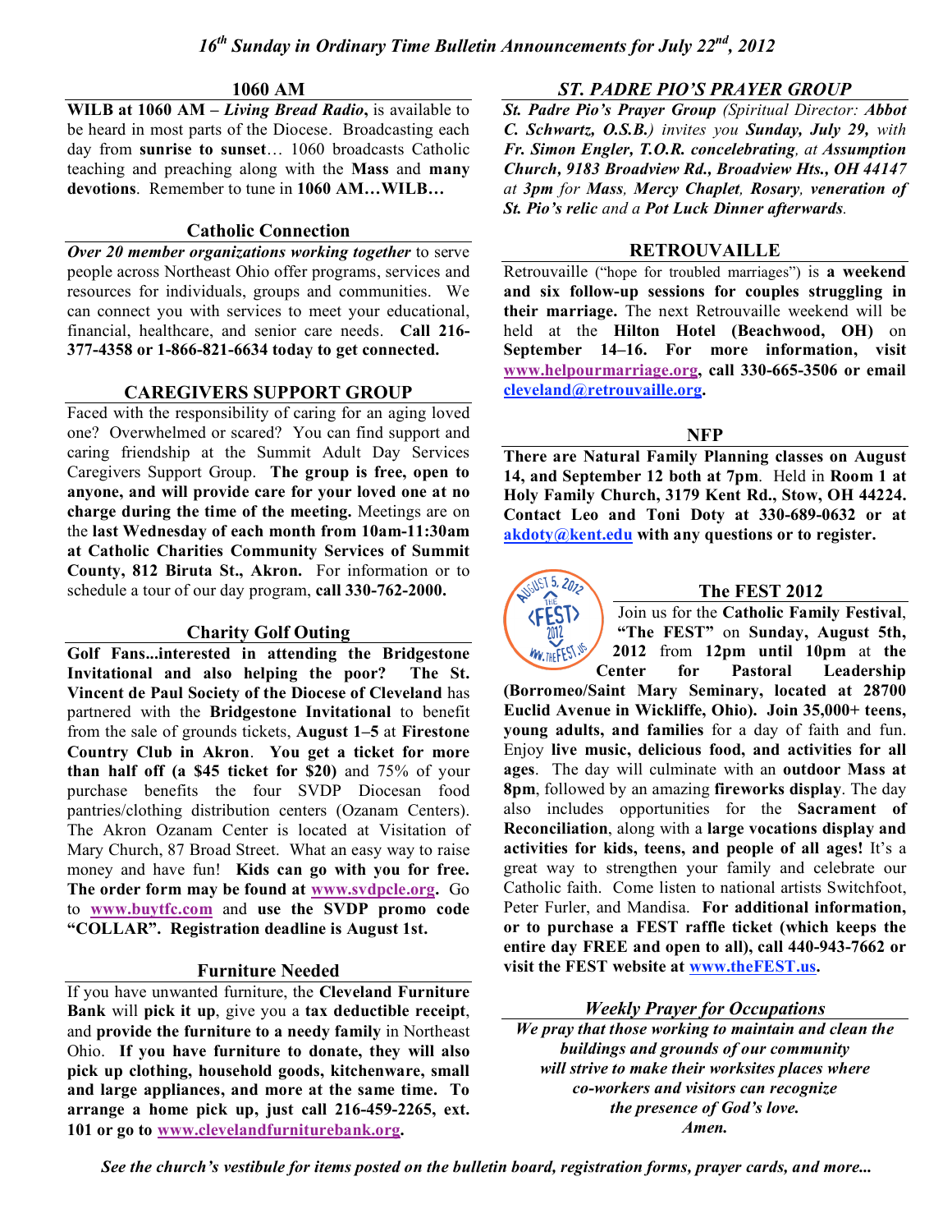# *16th Sunday in Ordinary Time Bulletin Announcements for July 22nd, 2012*

## 1060 AM

**WILB at 1060 AM –** ***Living Bread Radio*****,** is available to be heard in most parts of the Diocese. Broadcasting each day from **sunrise to sunset**… 1060 broadcasts Catholic teaching and preaching along with the **Mass** and **many devotions**. Remember to tune in **1060 AM…WILB…**

## Catholic Connection

***Over 20 member organizations working together*** to serve people across Northeast Ohio offer programs, services and resources for individuals, groups and communities. We can connect you with services to meet your educational, financial, healthcare, and senior care needs. **Call 216-377-4358 or 1-866-821-6634 today to get connected.**

## CAREGIVERS SUPPORT GROUP

Faced with the responsibility of caring for an aging loved one? Overwhelmed or scared? You can find support and caring friendship at the Summit Adult Day Services Caregivers Support Group. **The group is free, open to anyone, and will provide care for your loved one at no charge during the time of the meeting.** Meetings are on the **last Wednesday of each month from 10am-11:30am at Catholic Charities Community Services of Summit County, 812 Biruta St., Akron.** For information or to schedule a tour of our day program, **call 330-762-2000.**

## Charity Golf Outing

**Golf Fans...interested in attending the Bridgestone Invitational and also helping the poor? The St. Vincent de Paul Society of the Diocese of Cleveland** has partnered with the **Bridgestone Invitational** to benefit from the sale of grounds tickets, **August 1–5** at **Firestone Country Club in Akron**. **You get a ticket for more than half off (a $45 ticket for $20)** and 75% of your purchase benefits the four SVDP Diocesan food pantries/clothing distribution centers (Ozanam Centers). The Akron Ozanam Center is located at Visitation of Mary Church, 87 Broad Street. What an easy way to raise money and have fun! **Kids can go with you for free. The order form may be found at www.svdpcle.org.** Go to **www.buytfc.com** and **use the SVDP promo code "COLLAR". Registration deadline is August 1st.**

## Furniture Needed

If you have unwanted furniture, the **Cleveland Furniture Bank** will **pick it up**, give you a **tax deductible receipt**, and **provide the furniture to a needy family** in Northeast Ohio. **If you have furniture to donate, they will also pick up clothing, household goods, kitchenware, small and large appliances, and more at the same time. To arrange a home pick up, just call 216-459-2265, ext. 101 or go to www.clevelandfurniturebank.org.**

## *ST. PADRE PIO'S PRAYER GROUP*

***St. Padre Pio's Prayer Group*** *(Spiritual Director:* ***Abbot C. Schwartz, O.S.B.****) invites you* ***Sunday, July 29,*** *with* ***Fr. Simon Engler, T.O.R. concelebrating****, at* ***Assumption Church, 9183 Broadview Rd., Broadview Hts., OH 44147*** *at* ***3pm*** *for* ***Mass****,* ***Mercy Chaplet****,* ***Rosary****,* ***veneration of St. Pio's relic*** *and a* ***Pot Luck Dinner afterwards****.*

## RETROUVAILLE

Retrouvaille ("hope for troubled marriages") is **a weekend and six follow-up sessions for couples struggling in their marriage.** The next Retrouvaille weekend will be held at the **Hilton Hotel (Beachwood, OH)** on **September 14–16. For more information, visit www.helpourmarriage.org, call 330-665-3506 or email cleveland@retrouvaille.org.**

## NFP

**There are Natural Family Planning classes on August 14, and September 12 both at 7pm**. Held in **Room 1 at Holy Family Church, 3179 Kent Rd., Stow, OH 44224. Contact Leo and Toni Doty at 330-689-0632 or at akdoty@kent.edu with any questions or to register.**

## The FEST 2012

Join us for the **Catholic Family Festival**, **"The FEST"** on **Sunday, August 5th, 2012** from **12pm until 10pm** at **the Center for Pastoral Leadership (Borromeo/Saint Mary Seminary, located at 28700 Euclid Avenue in Wickliffe, Ohio). Join 35,000+ teens, young adults, and families** for a day of faith and fun. Enjoy **live music, delicious food, and activities for all ages**. The day will culminate with an **outdoor Mass at 8pm**, followed by an amazing **fireworks display**. The day also includes opportunities for the **Sacrament of Reconciliation**, along with a **large vocations display and activities for kids, teens, and people of all ages!** It's a great way to strengthen your family and celebrate our Catholic faith. Come listen to national artists Switchfoot, Peter Furler, and Mandisa. **For additional information, or to purchase a FEST raffle ticket (which keeps the entire day FREE and open to all), call 440-943-7662 or visit the FEST website at www.theFEST.us.**

## *Weekly Prayer for Occupations*

***We pray that those working to maintain and clean the buildings and grounds of our community will strive to make their worksites places where co-workers and visitors can recognize the presence of God's love. Amen.***

***See the church's vestibule for items posted on the bulletin board, registration forms, prayer cards, and more...***